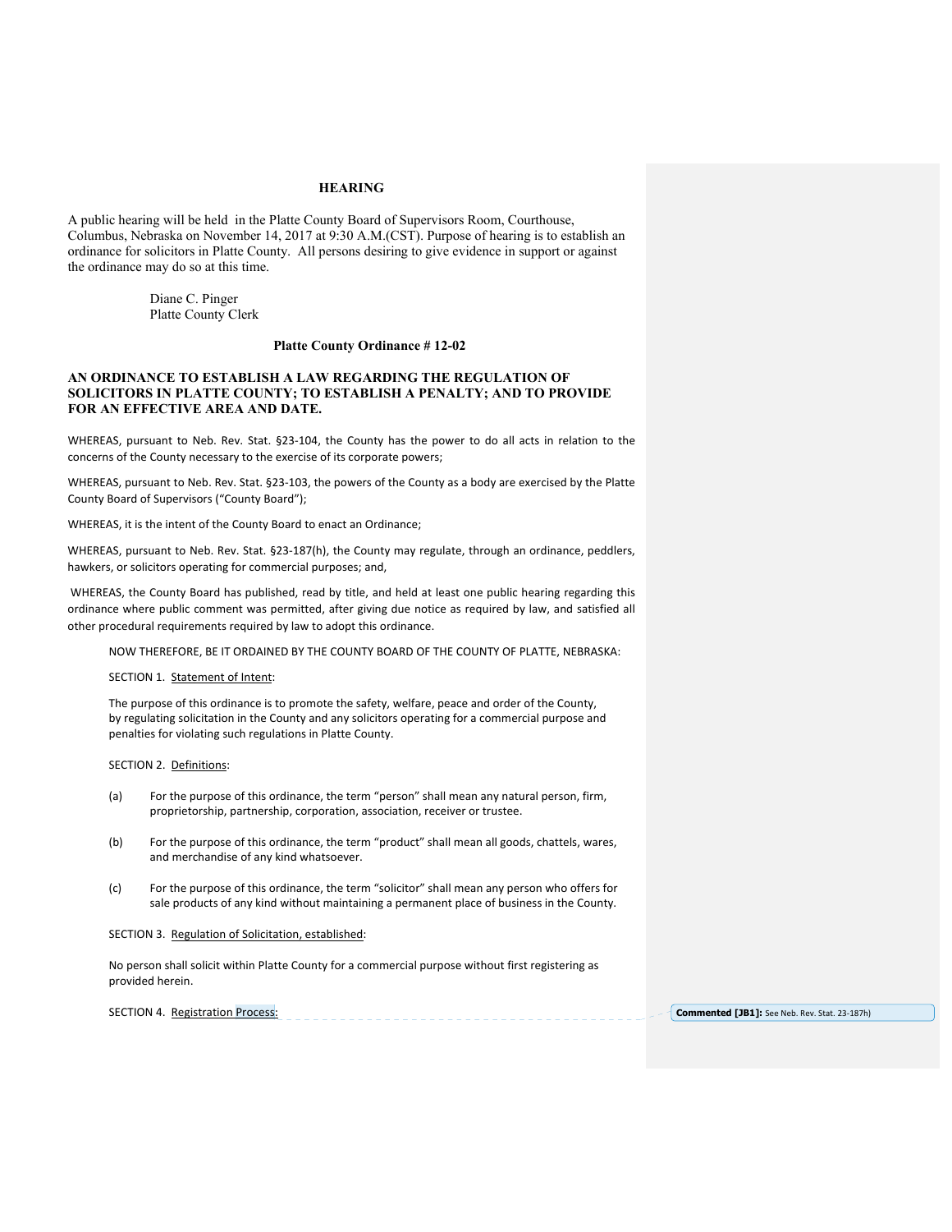## HEARING

A public hearing will be held in the Platte County Board of Supervisors Room, Courthouse, Columbus, Nebraska on November 14, 2017 at 9:30 A.M.(CST). Purpose of hearing is to establish an ordinance for solicitors in Platte County. All persons desiring to give evidence in support or against the ordinance may do so at this time.

Diane C. Pinger
Platte County Clerk

### Platte County Ordinance # 12-02

**AN ORDINANCE TO ESTABLISH A LAW REGARDING THE REGULATION OF SOLICITORS IN PLATTE COUNTY; TO ESTABLISH A PENALTY; AND TO PROVIDE FOR AN EFFECTIVE AREA AND DATE.**

WHEREAS, pursuant to Neb. Rev. Stat. §23-104, the County has the power to do all acts in relation to the concerns of the County necessary to the exercise of its corporate powers;

WHEREAS, pursuant to Neb. Rev. Stat. §23-103, the powers of the County as a body are exercised by the Platte County Board of Supervisors ("County Board");

WHEREAS, it is the intent of the County Board to enact an Ordinance;

WHEREAS, pursuant to Neb. Rev. Stat. §23-187(h), the County may regulate, through an ordinance, peddlers, hawkers, or solicitors operating for commercial purposes; and,

WHEREAS, the County Board has published, read by title, and held at least one public hearing regarding this ordinance where public comment was permitted, after giving due notice as required by law, and satisfied all other procedural requirements required by law to adopt this ordinance.

NOW THEREFORE, BE IT ORDAINED BY THE COUNTY BOARD OF THE COUNTY OF PLATTE, NEBRASKA:

SECTION 1. Statement of Intent:

The purpose of this ordinance is to promote the safety, welfare, peace and order of the County, by regulating solicitation in the County and any solicitors operating for a commercial purpose and penalties for violating such regulations in Platte County.

SECTION 2. Definitions:

(a) For the purpose of this ordinance, the term "person" shall mean any natural person, firm, proprietorship, partnership, corporation, association, receiver or trustee.

(b) For the purpose of this ordinance, the term "product" shall mean all goods, chattels, wares, and merchandise of any kind whatsoever.

(c) For the purpose of this ordinance, the term "solicitor" shall mean any person who offers for sale products of any kind without maintaining a permanent place of business in the County.

SECTION 3. Regulation of Solicitation, established:

No person shall solicit within Platte County for a commercial purpose without first registering as provided herein.

SECTION 4. Registration Process:

**Commented [JB1]:** See Neb. Rev. Stat. 23-187h)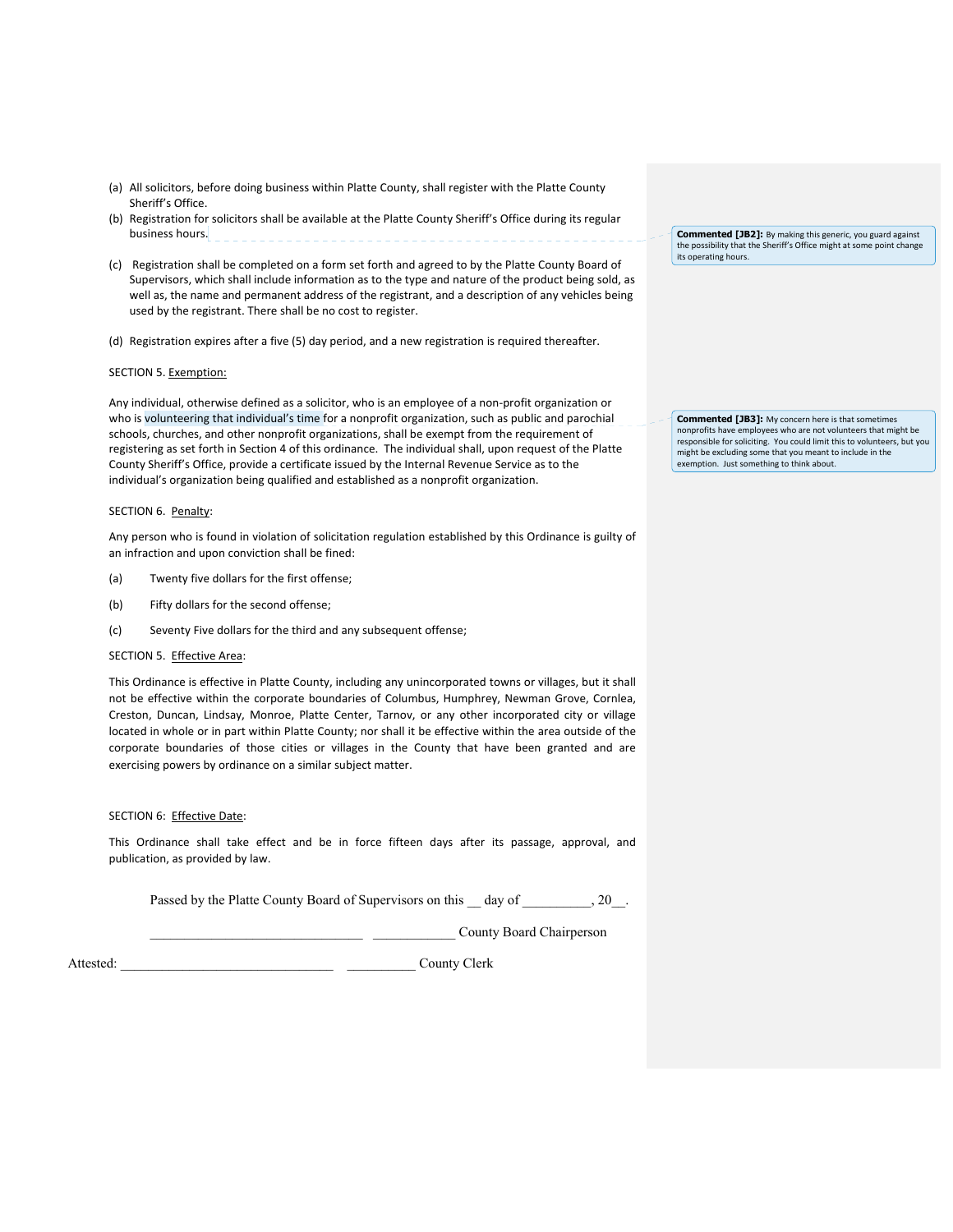(a) All solicitors, before doing business within Platte County, shall register with the Platte County Sheriff's Office.

(b) Registration for solicitors shall be available at the Platte County Sheriff's Office during its regular business hours.

> **Commented [JB2]:** By making this generic, you guard against the possibility that the Sheriff's Office might at some point change its operating hours.

(c) Registration shall be completed on a form set forth and agreed to by the Platte County Board of Supervisors, which shall include information as to the type and nature of the product being sold, as well as, the name and permanent address of the registrant, and a description of any vehicles being used by the registrant. There shall be no cost to register.

(d) Registration expires after a five (5) day period, and a new registration is required thereafter.

SECTION 5. Exemption:

Any individual, otherwise defined as a solicitor, who is an employee of a non-profit organization or who is volunteering that individual's time for a nonprofit organization, such as public and parochial schools, churches, and other nonprofit organizations, shall be exempt from the requirement of registering as set forth in Section 4 of this ordinance. The individual shall, upon request of the Platte County Sheriff's Office, provide a certificate issued by the Internal Revenue Service as to the individual's organization being qualified and established as a nonprofit organization.

> **Commented [JB3]:** My concern here is that sometimes nonprofits have employees who are not volunteers that might be responsible for soliciting. You could limit this to volunteers, but you might be excluding some that you meant to include in the exemption. Just something to think about.

SECTION 6. Penalty:

Any person who is found in violation of solicitation regulation established by this Ordinance is guilty of an infraction and upon conviction shall be fined:

(a) Twenty five dollars for the first offense;

(b) Fifty dollars for the second offense;

(c) Seventy Five dollars for the third and any subsequent offense;

SECTION 5. Effective Area:

This Ordinance is effective in Platte County, including any unincorporated towns or villages, but it shall not be effective within the corporate boundaries of Columbus, Humphrey, Newman Grove, Cornlea, Creston, Duncan, Lindsay, Monroe, Platte Center, Tarnov, or any other incorporated city or village located in whole or in part within Platte County; nor shall it be effective within the area outside of the corporate boundaries of those cities or villages in the County that have been granted and are exercising powers by ordinance on a similar subject matter.

SECTION 6: Effective Date:

This Ordinance shall take effect and be in force fifteen days after its passage, approval, and publication, as provided by law.

Passed by the Platte County Board of Supervisors on this __ day of __________, 20__.

_______________________________ ____________ County Board Chairperson

Attested: _______________________________ __________ County Clerk